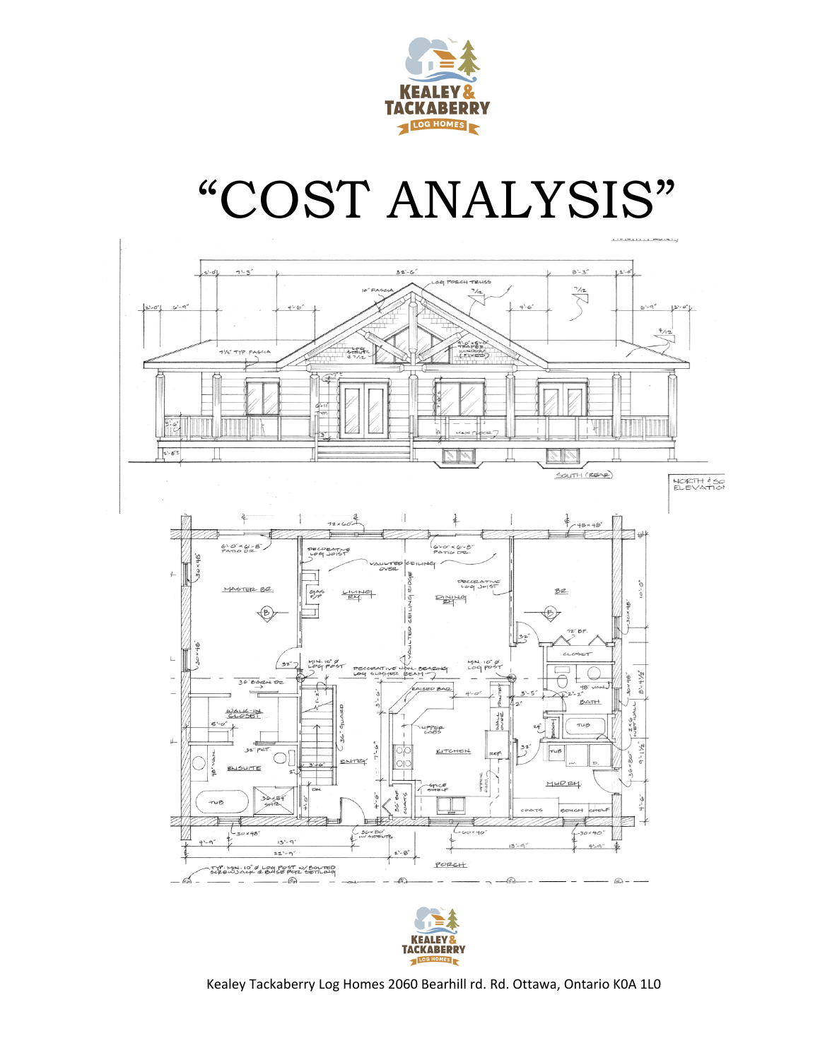# "COST ANALYSIS"

Kealey Tackaberry Log Homes 2060 Bearhill rd. Rd. Ottawa, Ontario K0A 1L0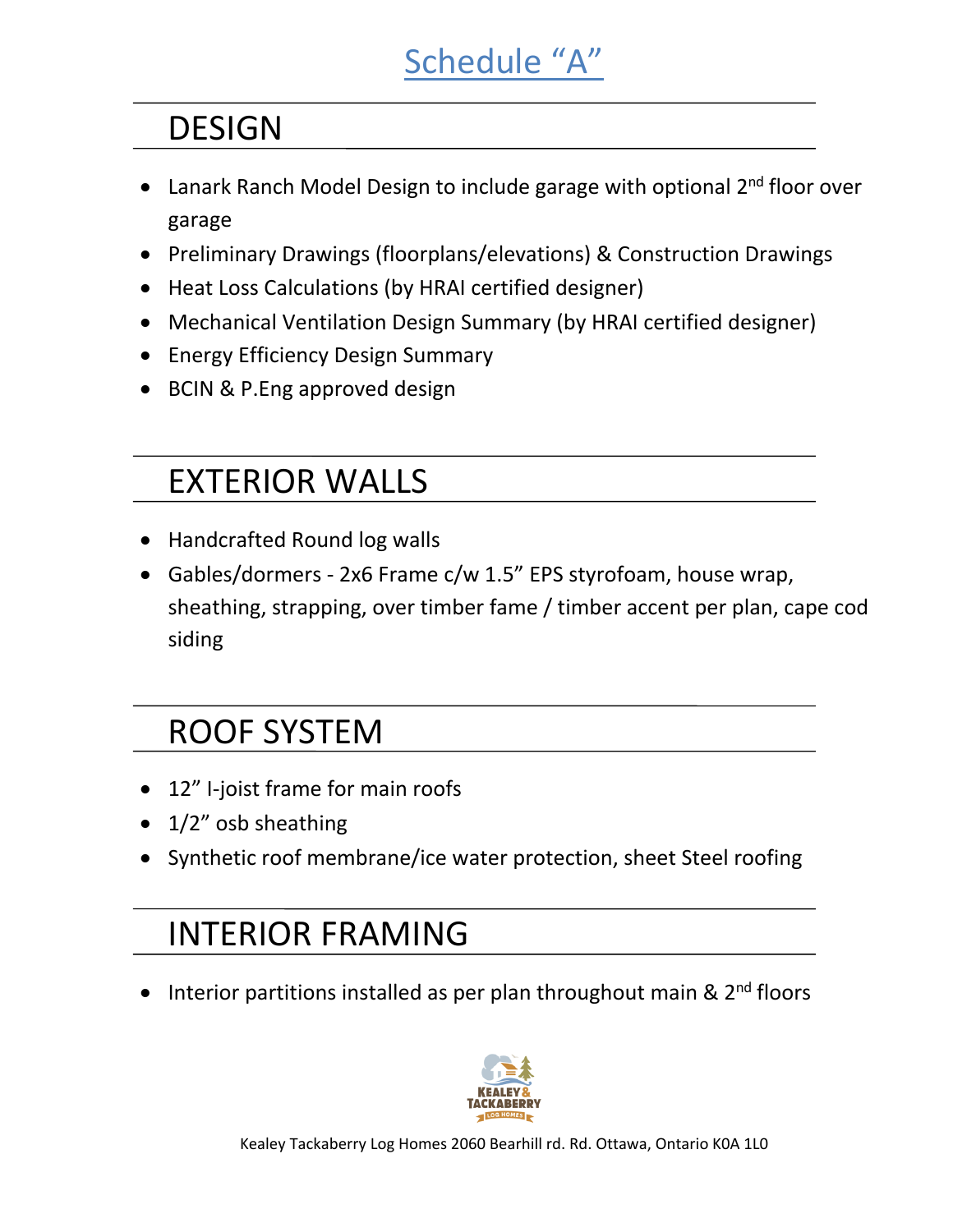# Schedule "A"

## DESIGN

- Lanark Ranch Model Design to include garage with optional 2nd floor over garage
- Preliminary Drawings (floorplans/elevations) & Construction Drawings
- Heat Loss Calculations (by HRAI certified designer)
- Mechanical Ventilation Design Summary (by HRAI certified designer)
- Energy Efficiency Design Summary
- BCIN & P.Eng approved design

## EXTERIOR WALLS

- Handcrafted Round log walls
- Gables/dormers - 2x6 Frame c/w 1.5" EPS styrofoam, house wrap, sheathing, strapping, over timber fame / timber accent per plan, cape cod siding

## ROOF SYSTEM

- 12" I-joist frame for main roofs
- 1/2" osb sheathing
- Synthetic roof membrane/ice water protection, sheet Steel roofing

## INTERIOR FRAMING

- Interior partitions installed as per plan throughout main & 2nd floors

Kealey Tackaberry Log Homes 2060 Bearhill rd. Rd. Ottawa, Ontario K0A 1L0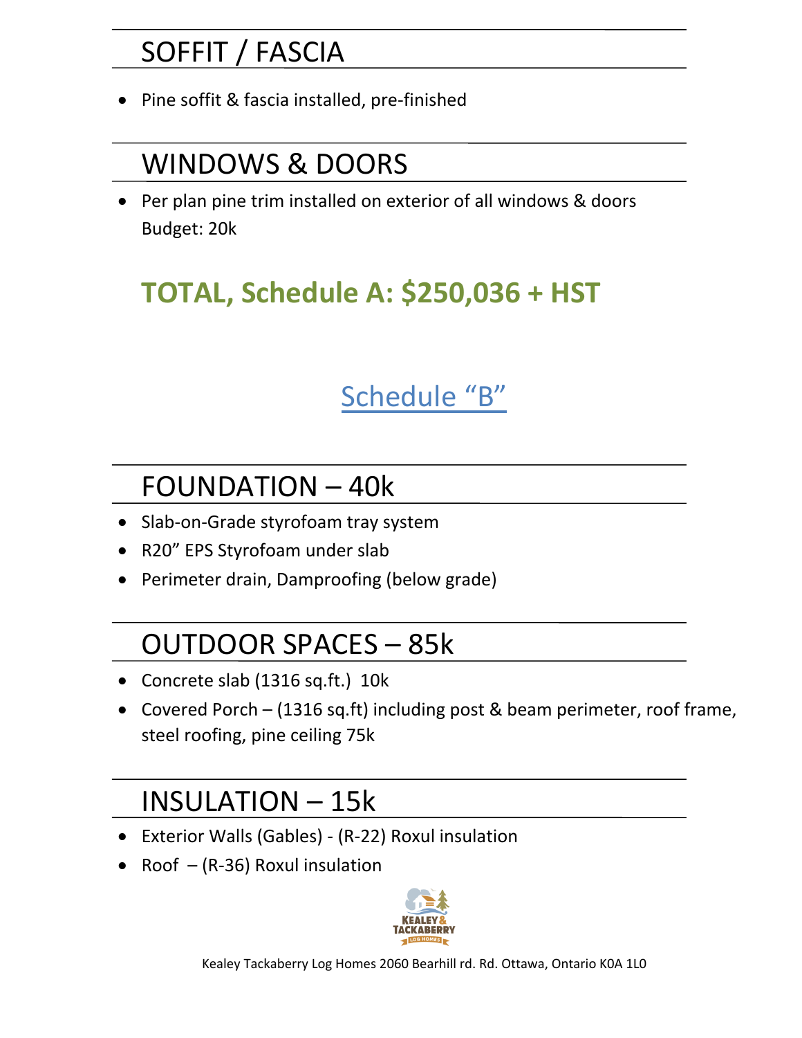## SOFFIT / FASCIA

- Pine soffit & fascia installed, pre-finished

## WINDOWS & DOORS

- Per plan pine trim installed on exterior of all windows & doors
  Budget: 20k

## **TOTAL, Schedule A: $250,036 + HST**

# Schedule "B"

## FOUNDATION – 40k

- Slab-on-Grade styrofoam tray system
- R20" EPS Styrofoam under slab
- Perimeter drain, Dampproofing (below grade)

## OUTDOOR SPACES – 85k

- Concrete slab (1316 sq.ft.) 10k
- Covered Porch – (1316 sq.ft) including post & beam perimeter, roof frame, steel roofing, pine ceiling 75k

## INSULATION – 15k

- Exterior Walls (Gables) - (R-22) Roxul insulation
- Roof – (R-36) Roxul insulation

Kealey Tackaberry Log Homes 2060 Bearhill rd. Rd. Ottawa, Ontario K0A 1L0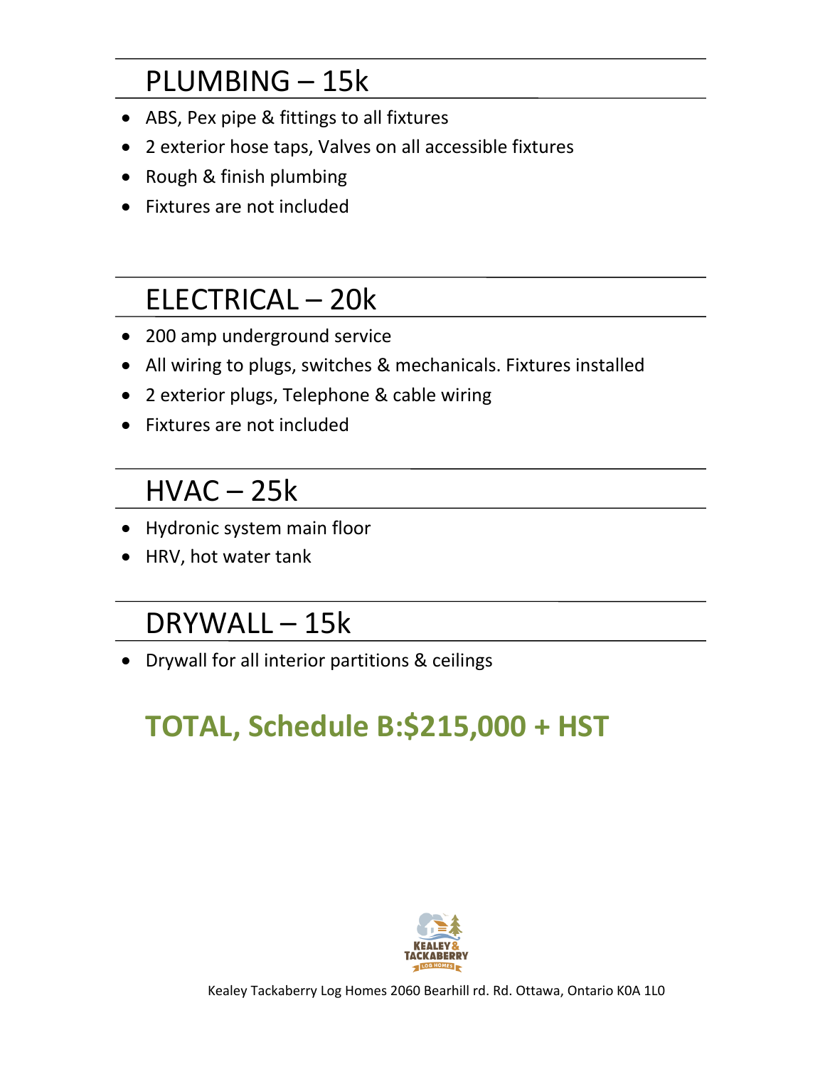## PLUMBING – 15k

- ABS, Pex pipe & fittings to all fixtures
- 2 exterior hose taps, Valves on all accessible fixtures
- Rough & finish plumbing
- Fixtures are not included

## ELECTRICAL – 20k

- 200 amp underground service
- All wiring to plugs, switches & mechanicals. Fixtures installed
- 2 exterior plugs, Telephone & cable wiring
- Fixtures are not included

## HVAC – 25k

- Hydronic system main floor
- HRV, hot water tank

## DRYWALL – 15k

- Drywall for all interior partitions & ceilings

**TOTAL, Schedule B:$215,000 + HST**

KEALEY & TACKABERRY LOG HOMES

Kealey Tackaberry Log Homes 2060 Bearhill rd. Rd. Ottawa, Ontario K0A 1L0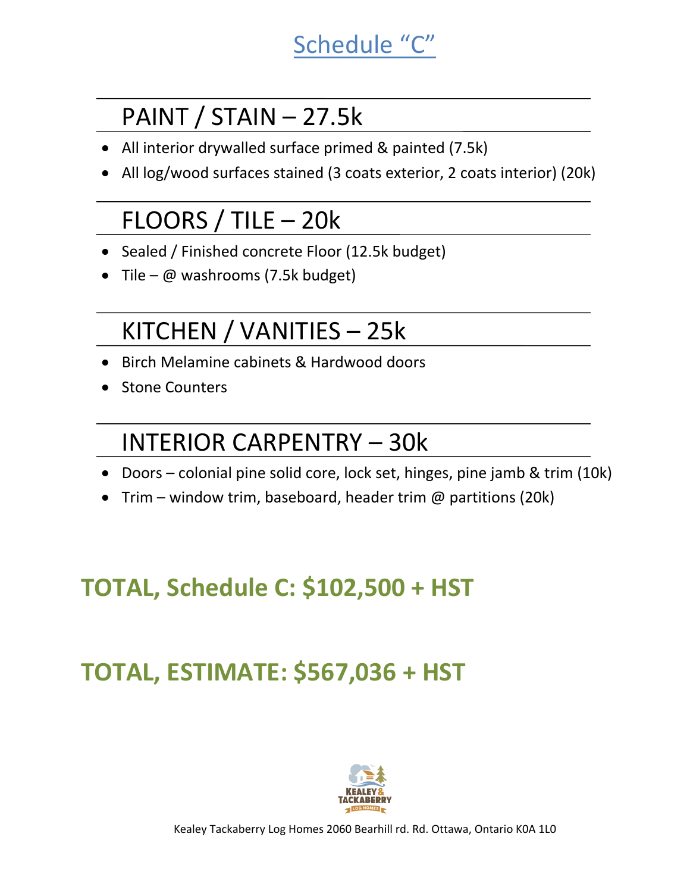# Schedule "C"

## PAINT / STAIN – 27.5k

- All interior drywalled surface primed & painted (7.5k)
- All log/wood surfaces stained (3 coats exterior, 2 coats interior) (20k)

## FLOORS / TILE – 20k

- Sealed / Finished concrete Floor (12.5k budget)
- Tile – @ washrooms (7.5k budget)

## KITCHEN / VANITIES – 25k

- Birch Melamine cabinets & Hardwood doors
- Stone Counters

## INTERIOR CARPENTRY – 30k

- Doors – colonial pine solid core, lock set, hinges, pine jamb & trim (10k)
- Trim – window trim, baseboard, header trim @ partitions (20k)

**TOTAL, Schedule C: $102,500 + HST**

**TOTAL, ESTIMATE: $567,036 + HST**

KEALEY & TACKABERRY LOG HOMES

Kealey Tackaberry Log Homes 2060 Bearhill rd. Rd. Ottawa, Ontario K0A 1L0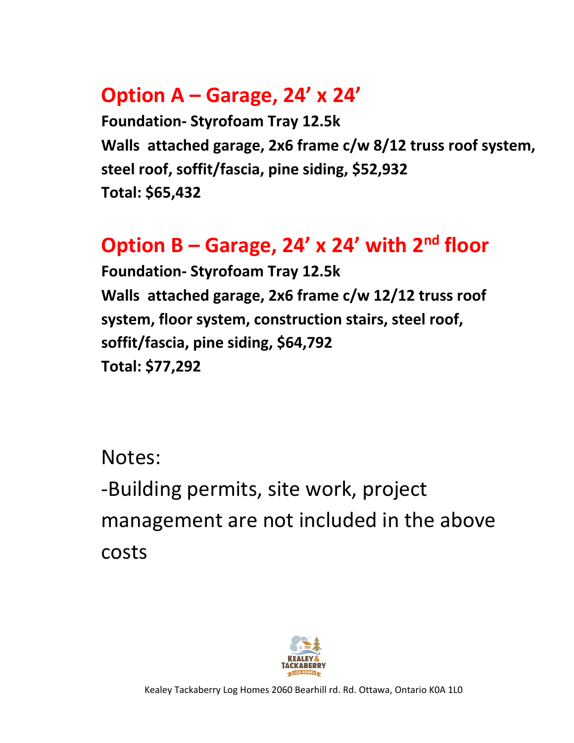## Option A – Garage, 24' x 24'

**Foundation- Styrofoam Tray 12.5k**
**Walls attached garage, 2x6 frame c/w 8/12 truss roof system, steel roof, soffit/fascia, pine siding, $52,932**
**Total: $65,432**

## Option B – Garage, 24' x 24' with 2nd floor

**Foundation- Styrofoam Tray 12.5k**
**Walls attached garage, 2x6 frame c/w 12/12 truss roof system, floor system, construction stairs, steel roof, soffit/fascia, pine siding, $64,792**
**Total: $77,292**

Notes:

-Building permits, site work, project management are not included in the above costs

Kealey Tackaberry Log Homes 2060 Bearhill rd. Rd. Ottawa, Ontario K0A 1L0